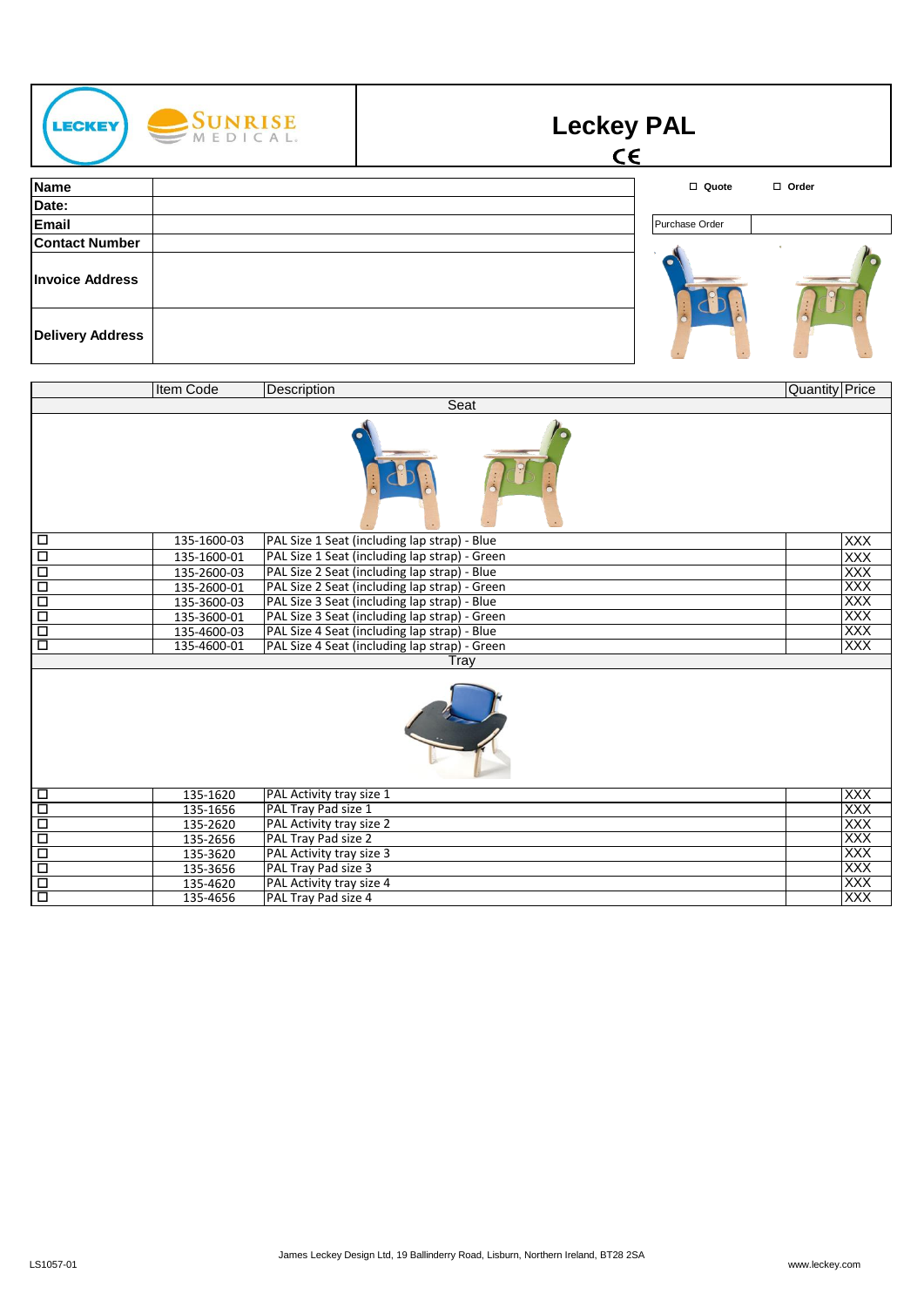# Leckey PAL

CE

| | |
|---|---|
| **Name** | |
| **Date:** | |
| **Email** | |
| **Contact Number** | |
| **Invoice Address** | |
| **Delivery Address** | |

☐ **Quote** ☐ **Order**

| Purchase Order | |
|---|---|

| | Item Code | Description | Quantity | Price |
|---|---|---|---|---|
| | | **Seat** | | |
| ☐ | 135-1600-03 | PAL Size 1 Seat (including lap strap) - Blue | | XXX |
| ☐ | 135-1600-01 | PAL Size 1 Seat (including lap strap) - Green | | XXX |
| ☐ | 135-2600-03 | PAL Size 2 Seat (including lap strap) - Blue | | XXX |
| ☐ | 135-2600-01 | PAL Size 2 Seat (including lap strap) - Green | | XXX |
| ☐ | 135-3600-03 | PAL Size 3 Seat (including lap strap) - Blue | | XXX |
| ☐ | 135-3600-01 | PAL Size 3 Seat (including lap strap) - Green | | XXX |
| ☐ | 135-4600-03 | PAL Size 4 Seat (including lap strap) - Blue | | XXX |
| ☐ | 135-4600-01 | PAL Size 4 Seat (including lap strap) - Green | | XXX |
| | | **Tray** | | |
| ☐ | 135-1620 | PAL Activity tray size 1 | | XXX |
| ☐ | 135-1656 | PAL Tray Pad size 1 | | XXX |
| ☐ | 135-2620 | PAL Activity tray size 2 | | XXX |
| ☐ | 135-2656 | PAL Tray Pad size 2 | | XXX |
| ☐ | 135-3620 | PAL Activity tray size 3 | | XXX |
| ☐ | 135-3656 | PAL Tray Pad size 3 | | XXX |
| ☐ | 135-4620 | PAL Activity tray size 4 | | XXX |
| ☐ | 135-4656 | PAL Tray Pad size 4 | | XXX |

LS1057-01

James Leckey Design Ltd, 19 Ballinderry Road, Lisburn, Northern Ireland, BT28 2SA

www.leckey.com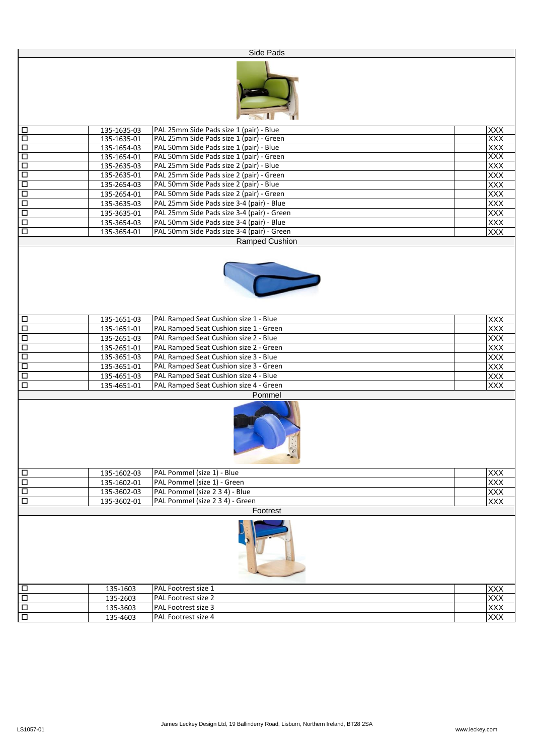## Side Pads

| | Code | Description | | |
|---|---|---|---|---|
| ☐ | 135-1635-03 | PAL 25mm Side Pads size 1 (pair) - Blue | | XXX |
| ☐ | 135-1635-01 | PAL 25mm Side Pads size 1 (pair) - Green | | XXX |
| ☐ | 135-1654-03 | PAL 50mm Side Pads size 1 (pair) - Blue | | XXX |
| ☐ | 135-1654-01 | PAL 50mm Side Pads size 1 (pair) - Green | | XXX |
| ☐ | 135-2635-03 | PAL 25mm Side Pads size 2 (pair) - Blue | | XXX |
| ☐ | 135-2635-01 | PAL 25mm Side Pads size 2 (pair) - Green | | XXX |
| ☐ | 135-2654-03 | PAL 50mm Side Pads size 2 (pair) - Blue | | XXX |
| ☐ | 135-2654-01 | PAL 50mm Side Pads size 2 (pair) - Green | | XXX |
| ☐ | 135-3635-03 | PAL 25mm Side Pads size 3-4 (pair) - Blue | | XXX |
| ☐ | 135-3635-01 | PAL 25mm Side Pads size 3-4 (pair) - Green | | XXX |
| ☐ | 135-3654-03 | PAL 50mm Side Pads size 3-4 (pair) - Blue | | XXX |
| ☐ | 135-3654-01 | PAL 50mm Side Pads size 3-4 (pair) - Green | | XXX |

## Ramped Cushion

| | Code | Description | | |
|---|---|---|---|---|
| ☐ | 135-1651-03 | PAL Ramped Seat Cushion size 1 - Blue | | XXX |
| ☐ | 135-1651-01 | PAL Ramped Seat Cushion size 1 - Green | | XXX |
| ☐ | 135-2651-03 | PAL Ramped Seat Cushion size 2 - Blue | | XXX |
| ☐ | 135-2651-01 | PAL Ramped Seat Cushion size 2 - Green | | XXX |
| ☐ | 135-3651-03 | PAL Ramped Seat Cushion size 3 - Blue | | XXX |
| ☐ | 135-3651-01 | PAL Ramped Seat Cushion size 3 - Green | | XXX |
| ☐ | 135-4651-03 | PAL Ramped Seat Cushion size 4 - Blue | | XXX |
| ☐ | 135-4651-01 | PAL Ramped Seat Cushion size 4 - Green | | XXX |

## Pommel

| | Code | Description | | |
|---|---|---|---|---|
| ☐ | 135-1602-03 | PAL Pommel (size 1) - Blue | | XXX |
| ☐ | 135-1602-01 | PAL Pommel (size 1) - Green | | XXX |
| ☐ | 135-3602-03 | PAL Pommel (size 2 3 4) - Blue | | XXX |
| ☐ | 135-3602-01 | PAL Pommel (size 2 3 4) - Green | | XXX |

## Footrest

| | Code | Description | | |
|---|---|---|---|---|
| ☐ | 135-1603 | PAL Footrest size 1 | | XXX |
| ☐ | 135-2603 | PAL Footrest size 2 | | XXX |
| ☐ | 135-3603 | PAL Footrest size 3 | | XXX |
| ☐ | 135-4603 | PAL Footrest size 4 | | XXX |

LS1057-01

James Leckey Design Ltd, 19 Ballinderry Road, Lisburn, Northern Ireland, BT28 2SA

www.leckey.com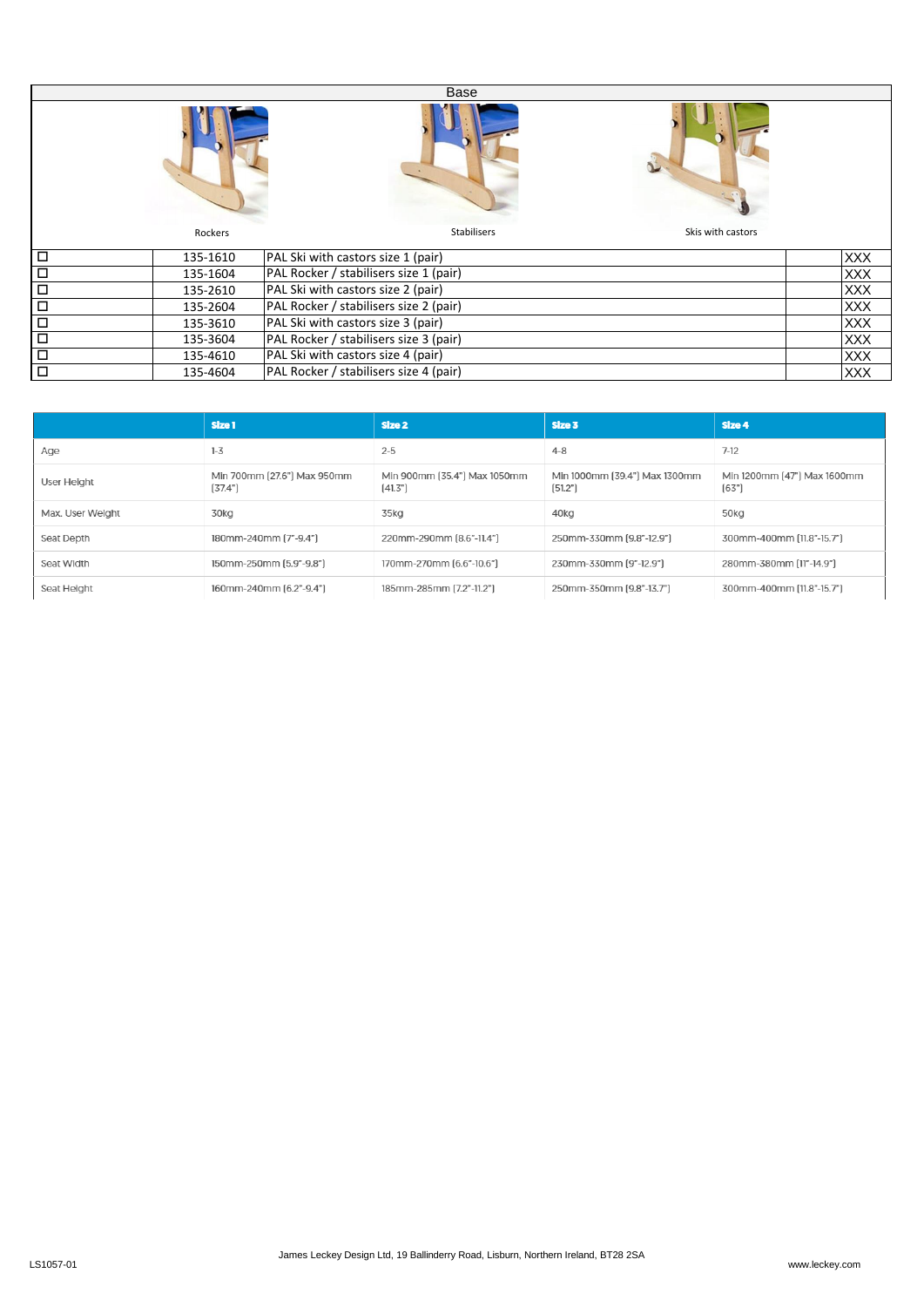| Base | | | | |
|---|---|---|---|---|
| Rockers | Stabilisers | Skis with castors | | |
| ☐ | 135-1610 | PAL Ski with castors size 1 (pair) | | XXX |
| ☐ | 135-1604 | PAL Rocker / stabilisers size 1 (pair) | | XXX |
| ☐ | 135-2610 | PAL Ski with castors size 2 (pair) | | XXX |
| ☐ | 135-2604 | PAL Rocker / stabilisers size 2 (pair) | | XXX |
| ☐ | 135-3610 | PAL Ski with castors size 3 (pair) | | XXX |
| ☐ | 135-3604 | PAL Rocker / stabilisers size 3 (pair) | | XXX |
| ☐ | 135-4610 | PAL Ski with castors size 4 (pair) | | XXX |
| ☐ | 135-4604 | PAL Rocker / stabilisers size 4 (pair) | | XXX |

| | Size 1 | Size 2 | Size 3 | Size 4 |
|---|---|---|---|---|
| Age | 1-3 | 2-5 | 4-8 | 7-12 |
| User Height | Min 700mm (27.6") Max 950mm (37.4") | Min 900mm (35.4") Max 1050mm (41.3") | Min 1000mm (39.4") Max 1300mm (51.2") | Min 1200mm (47") Max 1600mm (63") |
| Max. User Weight | 30kg | 35kg | 40kg | 50kg |
| Seat Depth | 180mm-240mm (7"-9.4") | 220mm-290mm (8.6"-11.4") | 250mm-330mm (9.8"-12.9") | 300mm-400mm (11.8"-15.7") |
| Seat Width | 150mm-250mm (5.9"-9.8") | 170mm-270mm (6.6"-10.6") | 230mm-330mm (9"-12.9") | 280mm-380mm (11"-14.9") |
| Seat Height | 160mm-240mm (6.2"-9.4") | 185mm-285mm (7.2"-11.2") | 250mm-350mm (9.8"-13.7") | 300mm-400mm (11.8"-15.7") |

LS1057-01

James Leckey Design Ltd, 19 Ballinderry Road, Lisburn, Northern Ireland, BT28 2SA

www.leckey.com